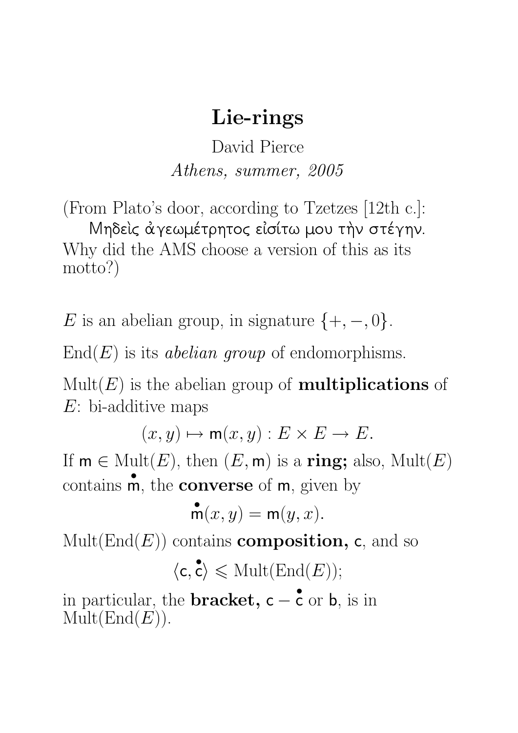# Lie-rings

David Pierce

*Athens, summer, 2005*

(From Plato's door, according to Tzetzes [12th c.]:

Μηδεὶς ἀγεωμέτρητος εἰσίτω μου τὴν στέγην.

Why did the AMS choose a version of this as its motto?)

$E$ is an abelian group, in signature $\{+, -, 0\}$.

$\mathrm{End}(E)$ is its *abelian group* of endomorphisms.

$\mathrm{Mult}(E)$ is the abelian group of **multiplications** of $E$: bi-additive maps

$$(x, y) \mapsto \mathsf{m}(x, y) : E \times E \to E.$$

If $\mathsf{m} \in \mathrm{Mult}(E)$, then $(E, \mathsf{m})$ is a **ring;** also, $\mathrm{Mult}(E)$ contains $\overset{\bullet}{\mathsf{m}}$, the **converse** of $\mathsf{m}$, given by

$$\overset{\bullet}{\mathsf{m}}(x, y) = \mathsf{m}(y, x).$$

$\mathrm{Mult}(\mathrm{End}(E))$ contains **composition,** $\mathsf{c}$, and so

$$\langle \mathsf{c}, \overset{\bullet}{\mathsf{c}} \rangle \leqslant \mathrm{Mult}(\mathrm{End}(E));$$

in particular, the **bracket,** $\mathsf{c} - \overset{\bullet}{\mathsf{c}}$ or $\mathsf{b}$, is in $\mathrm{Mult}(\mathrm{End}(E))$.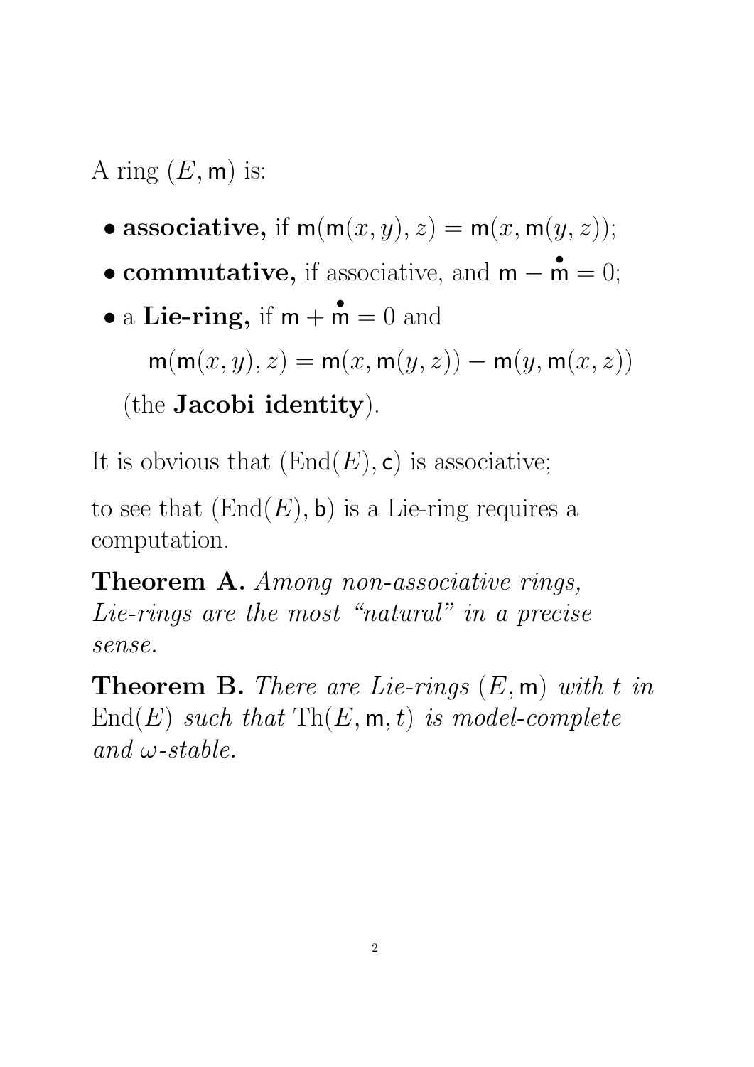A ring $(E, \mathsf{m})$ is:

- **associative,** if $\mathsf{m}(\mathsf{m}(x,y),z) = \mathsf{m}(x,\mathsf{m}(y,z))$;
- **commutative,** if associative, and $\mathsf{m} - \overset{\bullet}{\mathsf{m}} = 0$;
- a **Lie-ring,** if $\mathsf{m} + \overset{\bullet}{\mathsf{m}} = 0$ and

  $$\mathsf{m}(\mathsf{m}(x,y),z) = \mathsf{m}(x,\mathsf{m}(y,z)) - \mathsf{m}(y,\mathsf{m}(x,z))$$

  (the **Jacobi identity**).

It is obvious that $(\mathrm{End}(E), \mathsf{c})$ is associative;

to see that $(\mathrm{End}(E), \mathsf{b})$ is a Lie-ring requires a computation.

**Theorem A.** *Among non-associative rings, Lie-rings are the most "natural" in a precise sense.*

**Theorem B.** *There are Lie-rings $(E, \mathsf{m})$ with $t$ in $\mathrm{End}(E)$ such that $\mathrm{Th}(E, \mathsf{m}, t)$ is model-complete and $\omega$-stable.*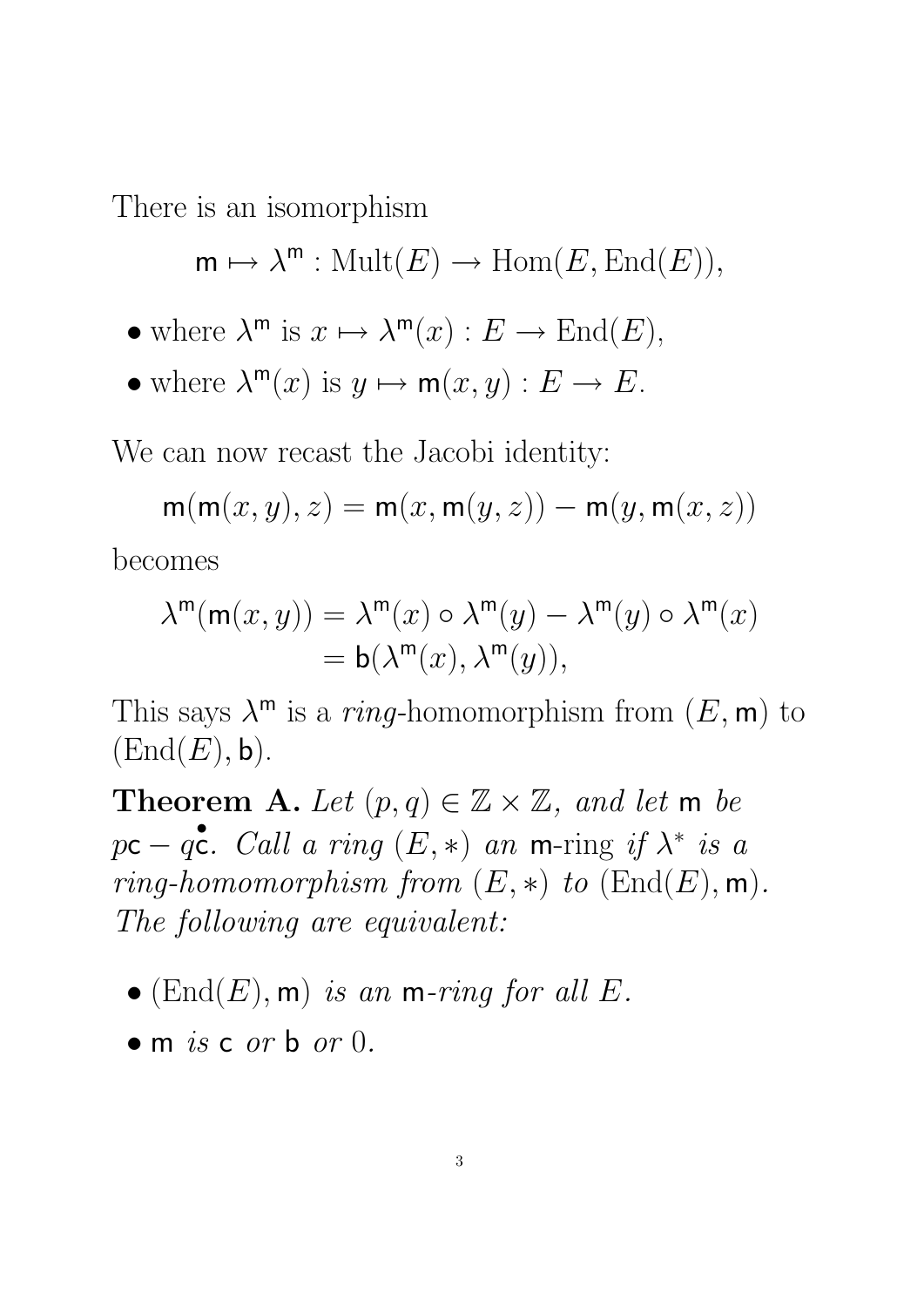There is an isomorphism

$$\mathsf{m} \mapsto \lambda^{\mathsf{m}} : \mathrm{Mult}(E) \to \mathrm{Hom}(E, \mathrm{End}(E)),$$

- where $\lambda^{\mathsf{m}}$ is $x \mapsto \lambda^{\mathsf{m}}(x) : E \to \mathrm{End}(E)$,
- where $\lambda^{\mathsf{m}}(x)$ is $y \mapsto \mathsf{m}(x, y) : E \to E$.

We can now recast the Jacobi identity:

$$\mathsf{m}(\mathsf{m}(x, y), z) = \mathsf{m}(x, \mathsf{m}(y, z)) - \mathsf{m}(y, \mathsf{m}(x, z))$$

becomes

$$\begin{aligned} \lambda^{\mathsf{m}}(\mathsf{m}(x, y)) &= \lambda^{\mathsf{m}}(x) \circ \lambda^{\mathsf{m}}(y) - \lambda^{\mathsf{m}}(y) \circ \lambda^{\mathsf{m}}(x) \\ &= \mathsf{b}(\lambda^{\mathsf{m}}(x), \lambda^{\mathsf{m}}(y)), \end{aligned}$$

This says $\lambda^{\mathsf{m}}$ is a *ring*-homomorphism from $(E, \mathsf{m})$ to $(\mathrm{End}(E), \mathsf{b})$.

**Theorem A.** *Let* $(p, q) \in \mathbb{Z} \times \mathbb{Z}$*, and let* $\mathsf{m}$ *be* $p\mathsf{c} - q\dot{\mathsf{c}}$*. Call a ring* $(E, *)$ *an* $\mathsf{m}$-ring *if* $\lambda^{*}$ *is a ring-homomorphism from* $(E, *)$ *to* $(\mathrm{End}(E), \mathsf{m})$*. The following are equivalent:*

- $(\mathrm{End}(E), \mathsf{m})$ *is an* $\mathsf{m}$*-ring for all* $E$*.*
- $\mathsf{m}$ *is* $\mathsf{c}$ *or* $\mathsf{b}$ *or* $0$*.*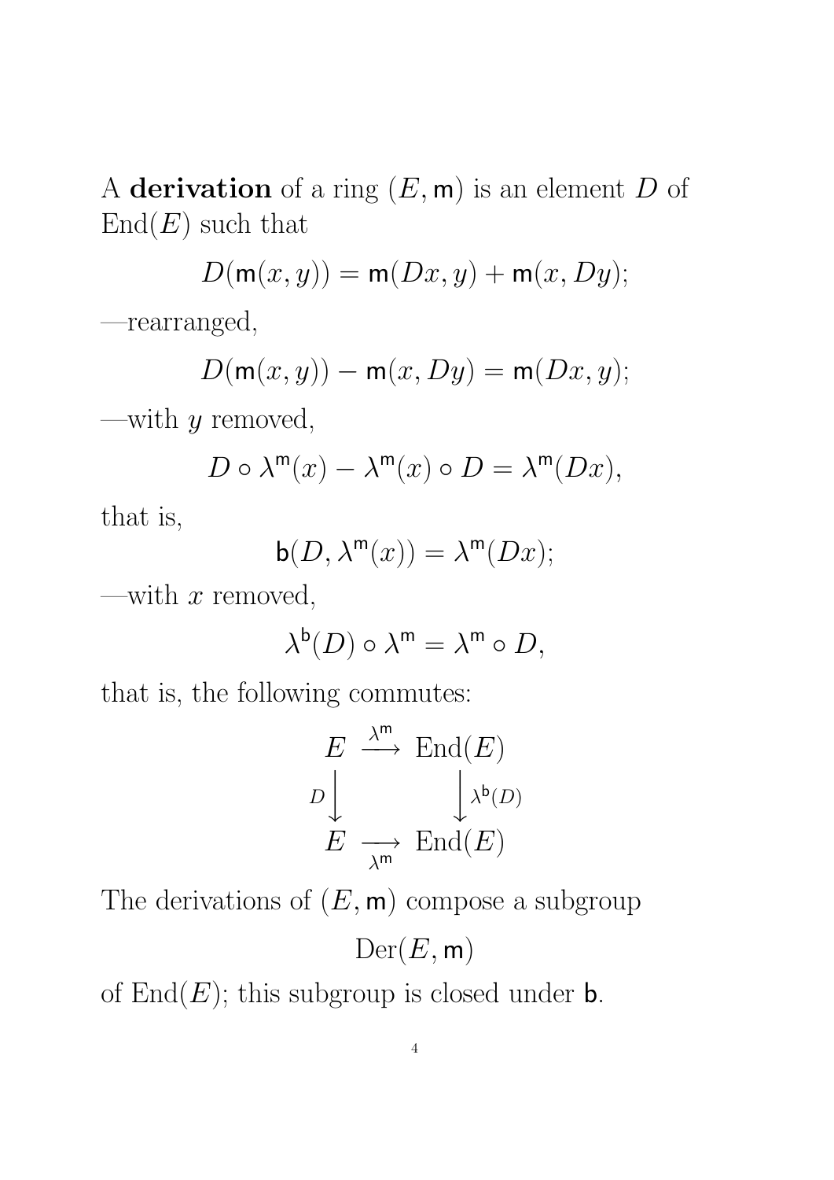A **derivation** of a ring $(E, \mathsf{m})$ is an element $D$ of $\mathrm{End}(E)$ such that

$$D(\mathsf{m}(x, y)) = \mathsf{m}(Dx, y) + \mathsf{m}(x, Dy);$$

—rearranged,

$$D(\mathsf{m}(x, y)) - \mathsf{m}(x, Dy) = \mathsf{m}(Dx, y);$$

—with $y$ removed,

$$D \circ \lambda^{\mathsf{m}}(x) - \lambda^{\mathsf{m}}(x) \circ D = \lambda^{\mathsf{m}}(Dx),$$

that is,

$$\mathsf{b}(D, \lambda^{\mathsf{m}}(x)) = \lambda^{\mathsf{m}}(Dx);$$

—with $x$ removed,

$$\lambda^{\mathsf{b}}(D) \circ \lambda^{\mathsf{m}} = \lambda^{\mathsf{m}} \circ D,$$

that is, the following commutes:

$$\begin{array}{ccc} E & \xrightarrow{\lambda^{\mathsf{m}}} & \mathrm{End}(E) \\ {\scriptstyle D}\Big\downarrow & & \Big\downarrow{\scriptstyle \lambda^{\mathsf{b}}(D)} \\ E & \xrightarrow[\lambda^{\mathsf{m}}]{} & \mathrm{End}(E) \end{array}$$

The derivations of $(E, \mathsf{m})$ compose a subgroup

$$\mathrm{Der}(E, \mathsf{m})$$

of $\mathrm{End}(E)$; this subgroup is closed under $\mathsf{b}$.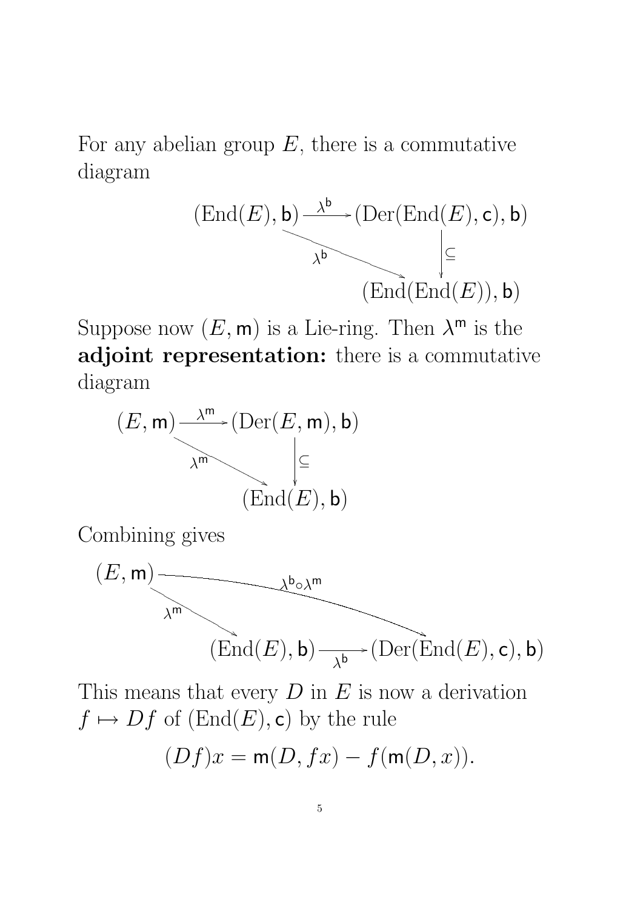For any abelian group $E$, there is a commutative diagram

$$\begin{array}{ccc}
(\mathrm{End}(E), \mathsf{b}) & \xrightarrow{\lambda^{\mathsf{b}}} & (\mathrm{Der}(\mathrm{End}(E), \mathsf{c}), \mathsf{b}) \\
& \searrow^{\lambda^{\mathsf{b}}} & \downarrow \subseteq \\
& & (\mathrm{End}(\mathrm{End}(E)), \mathsf{b})
\end{array}$$

Suppose now $(E, \mathsf{m})$ is a Lie-ring. Then $\lambda^{\mathsf{m}}$ is the **adjoint representation:** there is a commutative diagram

$$\begin{array}{ccc}
(E, \mathsf{m}) & \xrightarrow{\lambda^{\mathsf{m}}} & (\mathrm{Der}(E, \mathsf{m}), \mathsf{b}) \\
& \searrow^{\lambda^{\mathsf{m}}} & \downarrow \subseteq \\
& & (\mathrm{End}(E), \mathsf{b})
\end{array}$$

Combining gives

$$\begin{array}{ccc}
(E, \mathsf{m}) & \xrightarrow{\lambda^{\mathsf{b}} \circ \lambda^{\mathsf{m}}} & (\mathrm{Der}(\mathrm{End}(E), \mathsf{c}), \mathsf{b}) \\
& \searrow^{\lambda^{\mathsf{m}}} & \uparrow_{\lambda^{\mathsf{b}}} \\
& & (\mathrm{End}(E), \mathsf{b})
\end{array}$$

This means that every $D$ in $E$ is now a derivation $f \mapsto Df$ of $(\mathrm{End}(E), \mathsf{c})$ by the rule

$$(Df)x = \mathsf{m}(D, fx) - f(\mathsf{m}(D, x)).$$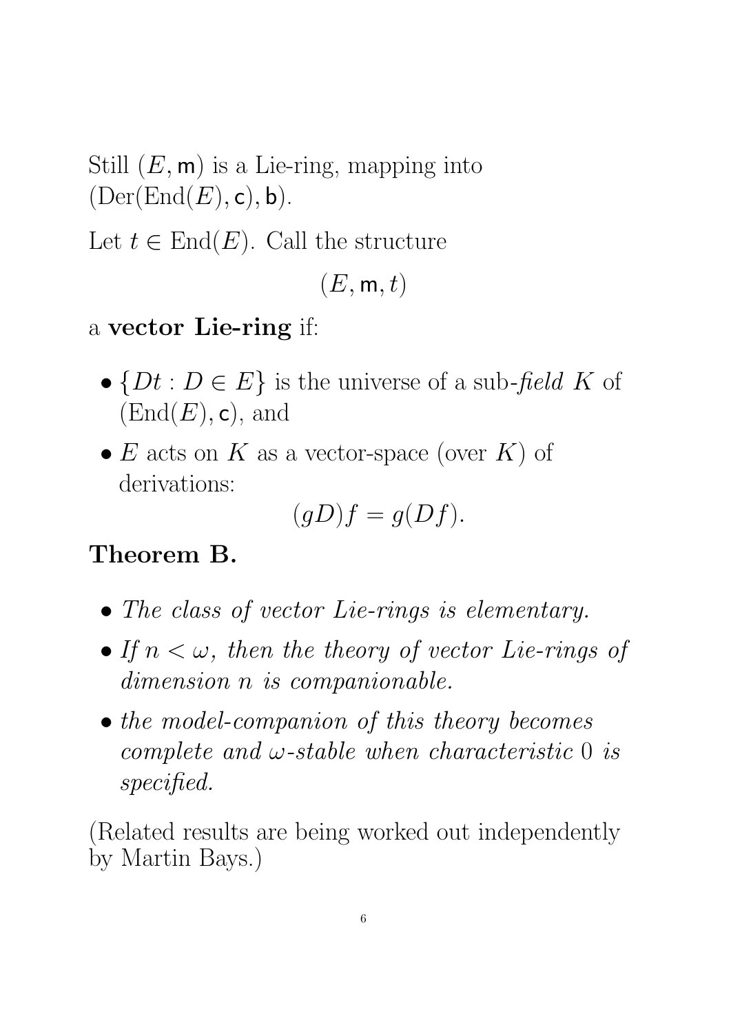Still $(E, \mathsf{m})$ is a Lie-ring, mapping into $(\mathrm{Der}(\mathrm{End}(E), \mathsf{c}), \mathsf{b})$.

Let $t \in \mathrm{End}(E)$. Call the structure

$$(E, \mathsf{m}, t)$$

a **vector Lie-ring** if:

- $\{Dt : D \in E\}$ is the universe of a sub-*field* $K$ of $(\mathrm{End}(E), \mathsf{c})$, and
- $E$ acts on $K$ as a vector-space (over $K$) of derivations:
$$(gD)f = g(Df).$$

**Theorem B.**

- *The class of vector Lie-rings is elementary.*
- *If $n < \omega$, then the theory of vector Lie-rings of dimension $n$ is companionable.*
- *the model-companion of this theory becomes complete and $\omega$-stable when characteristic $0$ is specified.*

(Related results are being worked out independently by Martin Bays.)